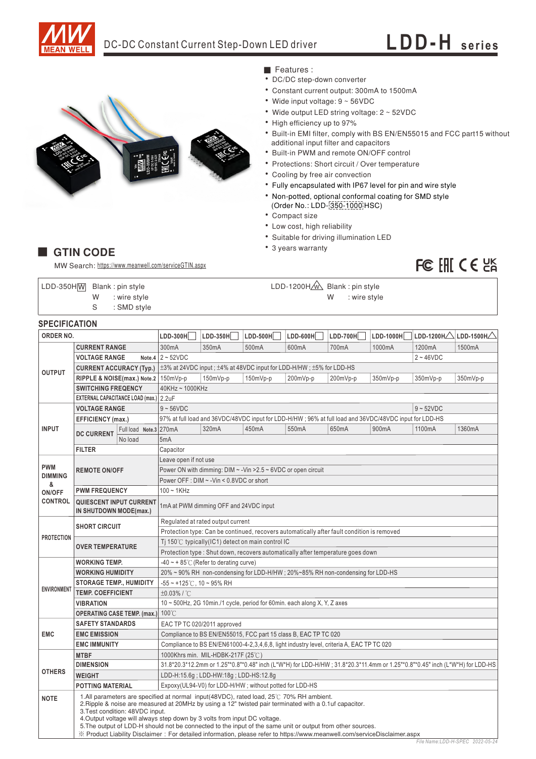# DC-DC Constant Current Step-Down LED driver

# LDD-H series

■ Features :

- DC/DC step-down converter
- Constant current output: 300mA to 1500mA
- Wide input voltage: 9 ~ 56VDC
- Wide output LED string voltage: 2 ~ 52VDC
- High efficiency up to 97%
- Built-in EMI filter, comply with BS EN/EN55015 and FCC part15 without additional input filter and capacitors
- Built-in PWM and remote ON/OFF control
- Protections: Short circuit / Over temperature
- Cooling by free air convection
- Fully encapsulated with IP67 level for pin and wire style
- Non-potted, optional conformal coating for SMD style (Order No.: LDD-350-1000HSC)
- Compact size
- Low cost, high reliability
- Suitable for driving illumination LED
- 3 years warranty

## GTIN CODE

MW Search: https://www.meanwell.com/serviceGTIN.aspx

| LDD-350HW | Blank : pin style | LDD-1200HW | Blank : pin style |
|---|---|---|---|
| | W : wire style | | W : wire style |
| | S : SMD style | | |

## SPECIFICATION

| ORDER NO. | | LDD-300H | LDD-350H | LDD-500H | LDD-600H | LDD-700H | LDD-1000H | LDD-1200H | LDD-1500H |
|---|---|---|---|---|---|---|---|---|---|
| OUTPUT | CURRENT RANGE | 300mA | 350mA | 500mA | 600mA | 700mA | 1000mA | 1200mA | 1500mA |
| | VOLTAGE RANGE Note.4 | 2 ~ 52VDC | | | | | | 2 ~ 46VDC | |
| | CURRENT ACCURACY (Typ.) | ±3% at 24VDC input ; ±4% at 48VDC input for LDD-H/HW ; ±5% for LDD-HS | | | | | | | |
| | RIPPLE & NOISE(max.) Note.2 | 150mVp-p | 150mVp-p | 150mVp-p | 200mVp-p | 200mVp-p | 350mVp-p | 350mVp-p | 350mVp-p |
| | SWITCHING FREQENCY | 40KHz ~ 1000KHz | | | | | | | |
| | EXTERNAL CAPACITANCE LOAD (max.) | 2.2uF | | | | | | | |
| INPUT | VOLTAGE RANGE | 9 ~ 56VDC | | | | | | 9 ~ 52VDC | |
| | EFFICIENCY (max.) | 97% at full load and 36VDC/48VDC input for LDD-H/HW ; 96% at full load and 36VDC/48VDC input for LDD-HS | | | | | | | |
| | DC CURRENT Full load Note.3 | 270mA | 320mA | 450mA | 550mA | 650mA | 900mA | 1100mA | 1360mA |
| | DC CURRENT No load | 5mA | | | | | | | |
| | FILTER | Capacitor | | | | | | | |
| PWM DIMMING & ON/OFF CONTROL | REMOTE ON/OFF | Leave open if not use | | | | | | | |
| | | Power ON with dimming: DIM ~ -Vin >2.5 ~ 6VDC or open circuit | | | | | | | |
| | | Power OFF : DIM ~ -Vin < 0.8VDC or short | | | | | | | |
| | PWM FREQUENCY | 100 ~ 1KHz | | | | | | | |
| | QUIESCENT INPUT CURRENT IN SHUTDOWN MODE(max.) | 1mA at PWM dimming OFF and 24VDC input | | | | | | | |
| PROTECTION | SHORT CIRCUIT | Regulated at rated output current | | | | | | | |
| | | Protection type: Can be continued, recovers automatically after fault condition is removed | | | | | | | |
| | OVER TEMPERATURE | Tj 150℃ typically(IC1) detect on main control IC | | | | | | | |
| | | Protection type : Shut down, recovers automatically after temperature goes down | | | | | | | |
| ENVIRONMENT | WORKING TEMP. | -40 ~ + 85℃ (Refer to derating curve) | | | | | | | |
| | WORKING HUMIDITY | 20% ~ 90% RH non-condensing for LDD-H/HW ; 20%~85% RH non-condensing for LDD-HS | | | | | | | |
| | STORAGE TEMP., HUMIDITY | -55 ~ +125℃, 10 ~ 95% RH | | | | | | | |
| | TEMP. COEFFICIENT | ±0.03% / ℃ | | | | | | | |
| | VIBRATION | 10 ~ 500Hz, 2G 10min./1 cycle, period for 60min. each along X, Y, Z axes | | | | | | | |
| | OPERATING CASE TEMP. (max.) | 100℃ | | | | | | | |
| EMC | SAFETY STANDARDS | EAC TP TC 020/2011 approved | | | | | | | |
| | EMC EMISSION | Compliance to BS EN/EN55015, FCC part 15 class B, EAC TP TC 020 | | | | | | | |
| | EMC IMMUNITY | Compliance to BS EN/EN61000-4-2,3,4,6,8, light industry level, criteria A, EAC TP TC 020 | | | | | | | |
| OTHERS | MTBF | 1000Khrs min. MIL-HDBK-217F (25℃) | | | | | | | |
| | DIMENSION | 31.8*20.3*12.2mm or 1.25"*0.8"*0.48" inch (L*W*H) for LDD-H/HW ; 31.8*20.3*11.4mm or 1.25"*0.8"*0.45" inch (L*W*H) for LDD-HS | | | | | | | |
| | WEIGHT | LDD-H:15.6g ; LDD-HW:18g ; LDD-HS:12.8g | | | | | | | |
| | POTTING MATERIAL | Expoxy(UL94-V0) for LDD-H/HW ; without potted for LDD-HS | | | | | | | |

**NOTE**

1. All parameters are specified at normal input(48VDC), rated load, 25℃ 70% RH ambient.
2. Ripple & noise are measured at 20MHz by using a 12" twisted pair terminated with a 0.1uf capacitor.
3. Test condition: 48VDC input.
4. Output voltage will always step down by 3 volts from input DC voltage.
5. The output of LDD-H should not be connected to the input of the same unit or output from other sources.

※ Product Liability Disclaimer : For detailed information, please refer to https://www.meanwell.com/serviceDisclaimer.aspx

File Name:LDD-H-SPEC 2022-05-24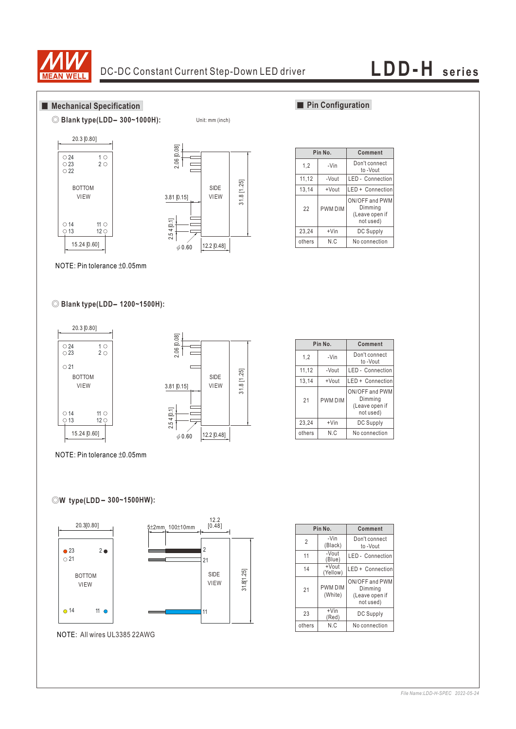## Mechanical Specification

◎ **Blank type(LDD– 300~1000H):**

Unit: mm (inch)

20.3 [0.80]

○ 24 1 ○
○ 23 2 ○
○ 22

BOTTOM VIEW

○ 14 11 ○
○ 13 12 ○

15.24 [0.60]

2.06 [0.08]

3.81 [0.15]

2.54 [0.1]

φ 0.60

SIDE VIEW

31.8 [1.25]

12.2 [0.48]

NOTE: Pin tolerance ±0.05mm

## Pin Configuration

| Pin No. | | Comment |
|---|---|---|
| 1,2 | -Vin | Don't connect to -Vout |
| 11,12 | -Vout | LED - Connection |
| 13,14 | +Vout | LED + Connection |
| 22 | PWM DIM | ON/OFF and PWM Dimming (Leave open if not used) |
| 23,24 | +Vin | DC Supply |
| others | N.C | No connection |

◎ **Blank type(LDD– 1200~1500H):**

20.3 [0.80]

○ 24 1 ○
○ 23 2 ○

○ 21

BOTTOM VIEW

○ 14 11 ○
○ 13 12 ○

15.24 [0.60]

2.06 [0.08]

3.81 [0.15]

2.54 [0.1]

φ 0.60

SIDE VIEW

31.8 [1.25]

12.2 [0.48]

NOTE: Pin tolerance ±0.05mm

| Pin No. | | Comment |
|---|---|---|
| 1,2 | -Vin | Don't connect to -Vout |
| 11,12 | -Vout | LED - Connection |
| 13,14 | +Vout | LED + Connection |
| 21 | PWM DIM | ON/OFF and PWM Dimming (Leave open if not used) |
| 23,24 | +Vin | DC Supply |
| others | N.C | No connection |

◎ **W type(LDD– 300~1500HW):**

20.3[0.80]

● 23 2 ●
○ 21

BOTTOM VIEW

● 14 11 ●

5±2mm 100±10mm

12.2 [0.48]

2

21

11

SIDE VIEW

31.8[1.25]

NOTE: All wires UL3385 22AWG

| Pin No. | | Comment |
|---|---|---|
| 2 | -Vin (Black) | Don't connect to -Vout |
| 11 | -Vout (Blue) | LED - Connection |
| 14 | +Vout (Yellow) | LED + Connection |
| 21 | PWM DIM (White) | ON/OFF and PWM Dimming (Leave open if not used) |
| 23 | +Vin (Red) | DC Supply |
| others | N.C | No connection |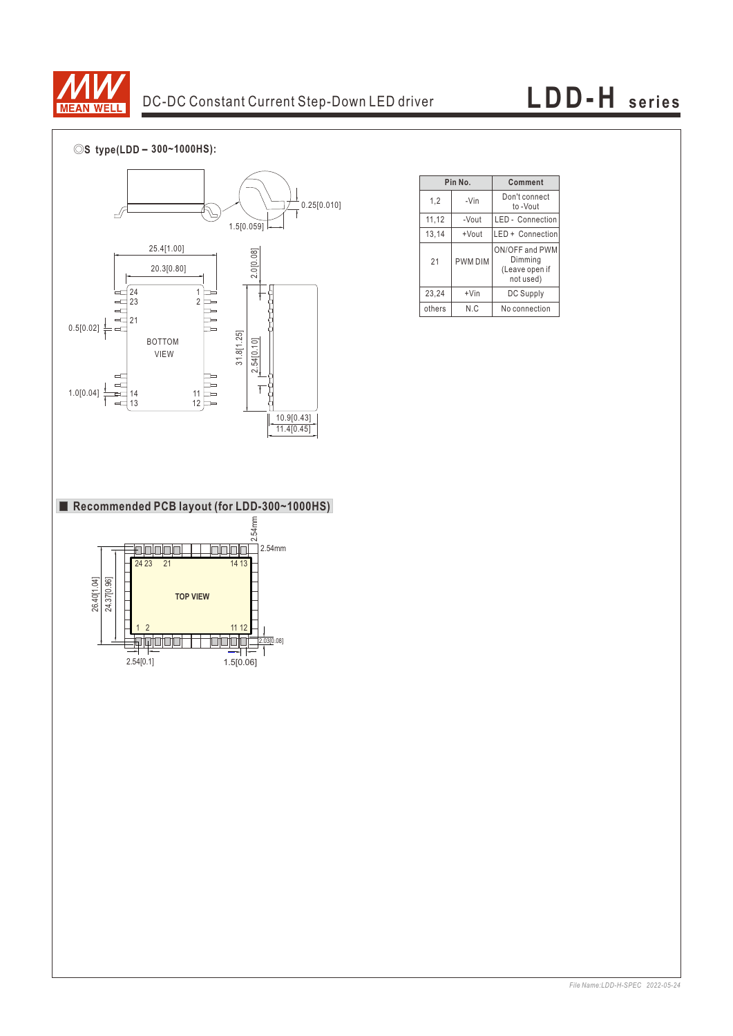◎S type(LDD – 300~1000HS):

| Pin No. | | Comment |
|---|---|---|
| 1,2 | -Vin | Don't connect to -Vout |
| 11,12 | -Vout | LED - Connection |
| 13,14 | +Vout | LED + Connection |
| 21 | PWM DIM | ON/OFF and PWM Dimming (Leave open if not used) |
| 23,24 | +Vin | DC Supply |
| others | N.C | No connection |

## ■ Recommended PCB layout (for LDD-300~1000HS)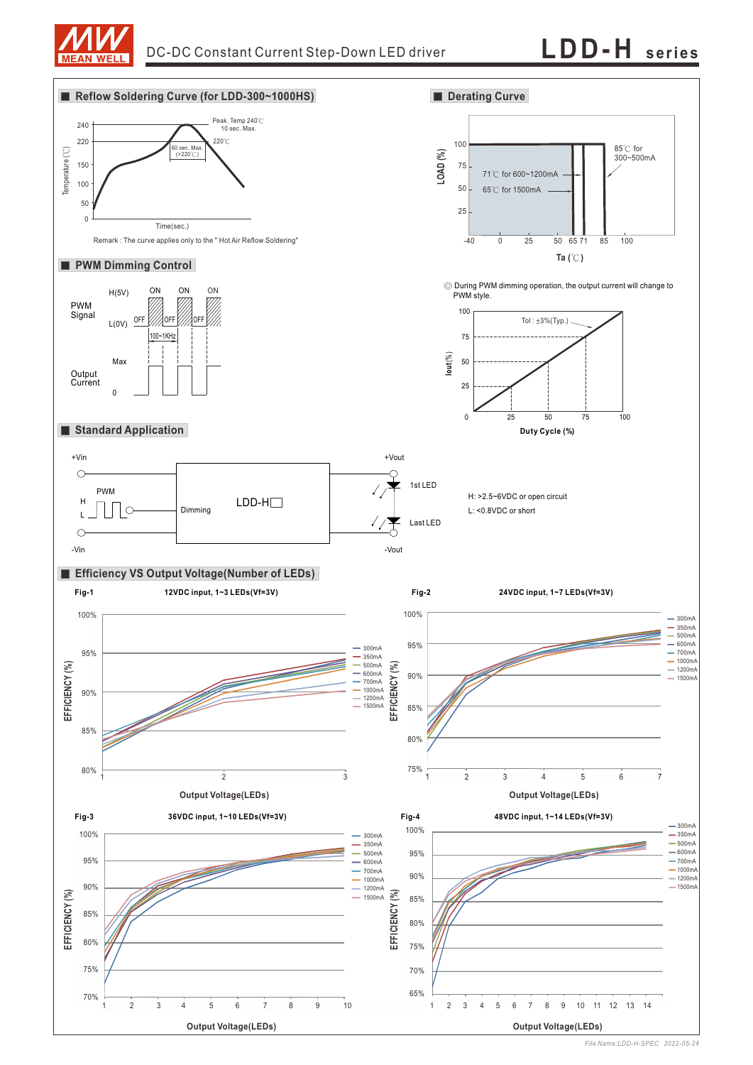## Reflow Soldering Curve (for LDD-300~1000HS)

Peak. Temp 240℃
10 sec. Max.

220℃

60 sec. Max. (>220℃)

Temperature (℃)

Time(sec.)

Remark : The curve applies only to the " Hot Air Reflow Soldering"

## Derating Curve

LOAD (%)

85℃ for 300~500mA

71℃ for 600~1200mA

65℃ for 1500mA

Ta (℃)

## PWM Dimming Control

PWM Signal: H(5V), L(0V), ON, OFF, 100~1KHz

Output Current: Max, 0

◎ During PWM dimming operation, the output current will change to PWM style.

Tol : ±3%(Typ.)

Iout(%)

Duty Cycle (%)

## Standard Application

+Vin, -Vin, PWM (H, L), Dimming, LDD-H□, +Vout, -Vout, 1st LED, Last LED

H: >2.5~6VDC or open circuit

L: <0.8VDC or short

## Efficiency VS Output Voltage(Number of LEDs)

**Fig-1** 12VDC input, 1~3 LEDs(Vf=3V)

**Fig-2** 24VDC input, 1~7 LEDs(Vf=3V)

**Fig-3** 36VDC input, 1~10 LEDs(Vf=3V)

**Fig-4** 48VDC input, 1~14 LEDs(Vf=3V)

EFFICIENCY (%) vs Output Voltage(LEDs); curves: 300mA, 350mA, 500mA, 600mA, 700mA, 1000mA, 1200mA, 1500mA

File Name:LDD-H-SPEC 2022-05-24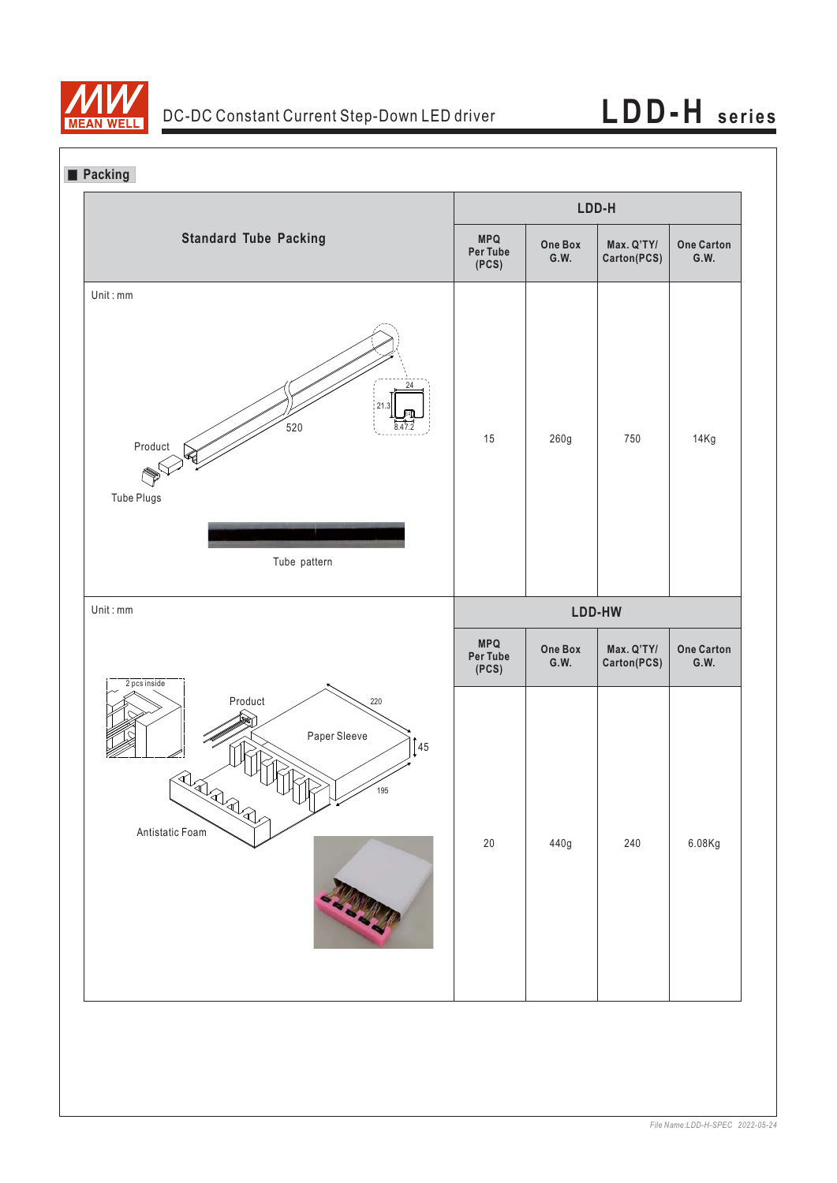## Packing

| Standard Tube Packing | LDD-H | | | |
|---|---|---|---|---|
| | MPQ Per Tube (PCS) | One Box G.W. | Max. Q'TY/ Carton(PCS) | One Carton G.W. |
| Unit : mm<br>Product<br>Tube Plugs<br>520<br>24<br>21.3<br>8.4<br>7.2<br>Tube pattern | 15 | 260g | 750 | 14Kg |

| Unit : mm | LDD-HW | | | |
|---|---|---|---|---|
| | MPQ Per Tube (PCS) | One Box G.W. | Max. Q'TY/ Carton(PCS) | One Carton G.W. |
| 2 pcs inside<br>Product<br>Paper Sleeve<br>Antistatic Foam<br>220<br>45<br>195 | 20 | 440g | 240 | 6.08Kg |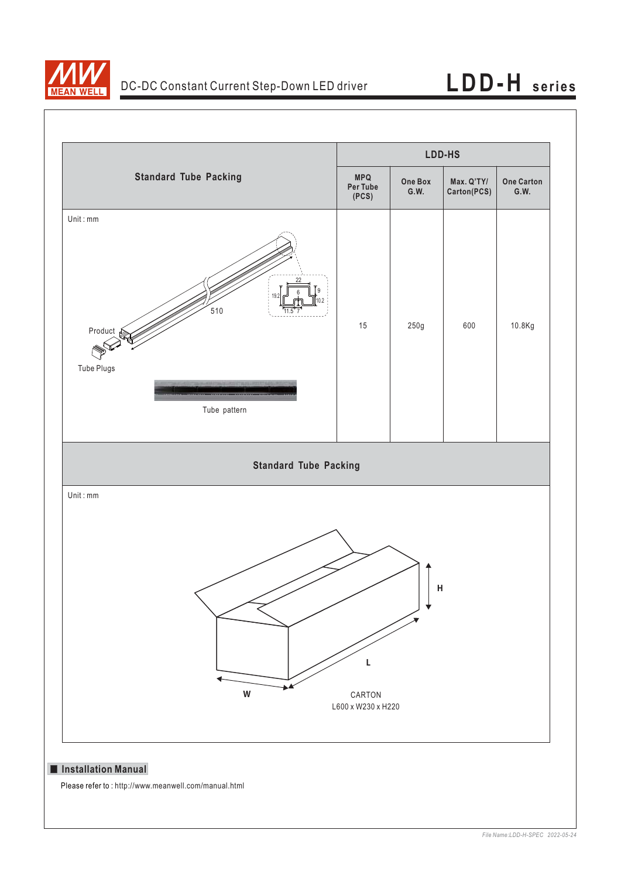| Standard Tube Packing | LDD-HS | | | |
|---|---|---|---|---|
| | MPQ Per Tube (PCS) | One Box G.W. | Max. Q'TY/ Carton(PCS) | One Carton G.W. |
| Unit : mm<br>22<br>6<br>9<br>19.2<br>10.2<br>11.5<br>7<br>510<br>Product<br>Tube Plugs<br>Tube pattern | 15 | 250g | 600 | 10.8Kg |

## Standard Tube Packing

Unit : mm

H

L

W

CARTON
L600 x W230 x H220

## Installation Manual

Please refer to : http://www.meanwell.com/manual.html

File Name:LDD-H-SPEC 2022-05-24